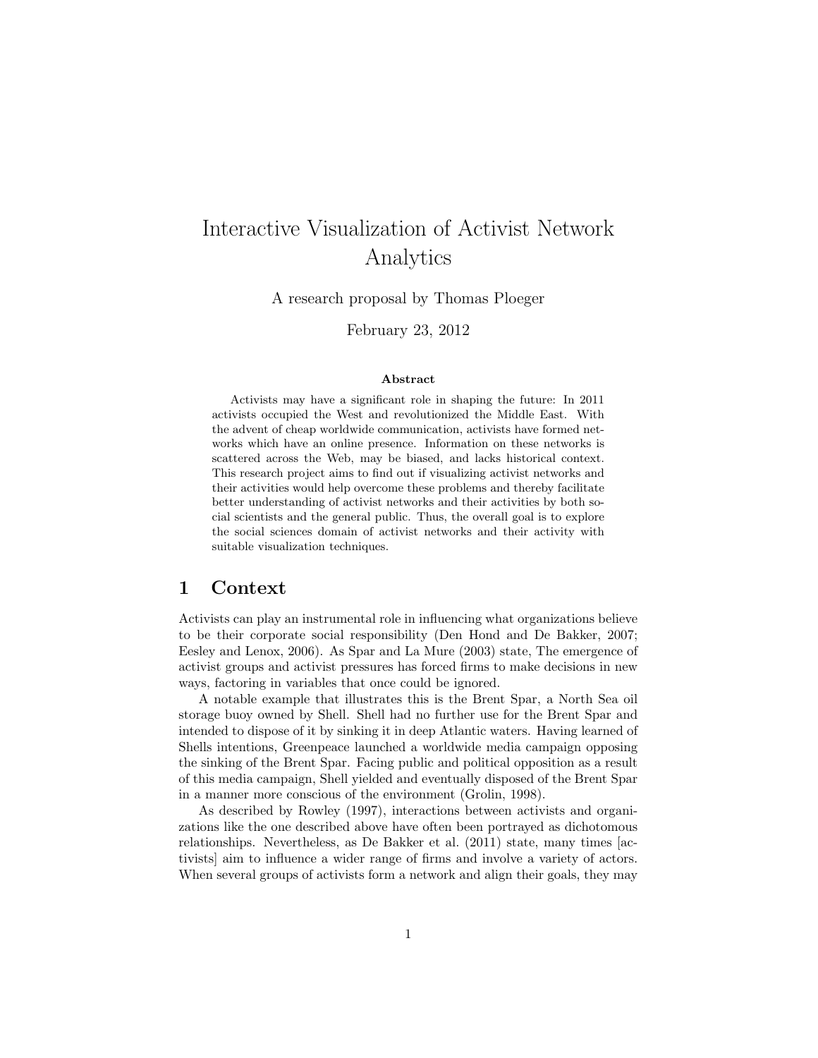# Interactive Visualization of Activist Network Analytics

A research proposal by Thomas Ploeger

February 23, 2012

**Abstract**

Activists may have a significant role in shaping the future: In 2011 activists occupied the West and revolutionized the Middle East. With the advent of cheap worldwide communication, activists have formed networks which have an online presence. Information on these networks is scattered across the Web, may be biased, and lacks historical context. This research project aims to find out if visualizing activist networks and their activities would help overcome these problems and thereby facilitate better understanding of activist networks and their activities by both social scientists and the general public. Thus, the overall goal is to explore the social sciences domain of activist networks and their activity with suitable visualization techniques.

## 1 Context

Activists can play an instrumental role in influencing what organizations believe to be their corporate social responsibility (Den Hond and De Bakker, 2007; Eesley and Lenox, 2006). As Spar and La Mure (2003) state, The emergence of activist groups and activist pressures has forced firms to make decisions in new ways, factoring in variables that once could be ignored.

A notable example that illustrates this is the Brent Spar, a North Sea oil storage buoy owned by Shell. Shell had no further use for the Brent Spar and intended to dispose of it by sinking it in deep Atlantic waters. Having learned of Shells intentions, Greenpeace launched a worldwide media campaign opposing the sinking of the Brent Spar. Facing public and political opposition as a result of this media campaign, Shell yielded and eventually disposed of the Brent Spar in a manner more conscious of the environment (Grolin, 1998).

As described by Rowley (1997), interactions between activists and organizations like the one described above have often been portrayed as dichotomous relationships. Nevertheless, as De Bakker et al. (2011) state, many times [activists] aim to influence a wider range of firms and involve a variety of actors. When several groups of activists form a network and align their goals, they may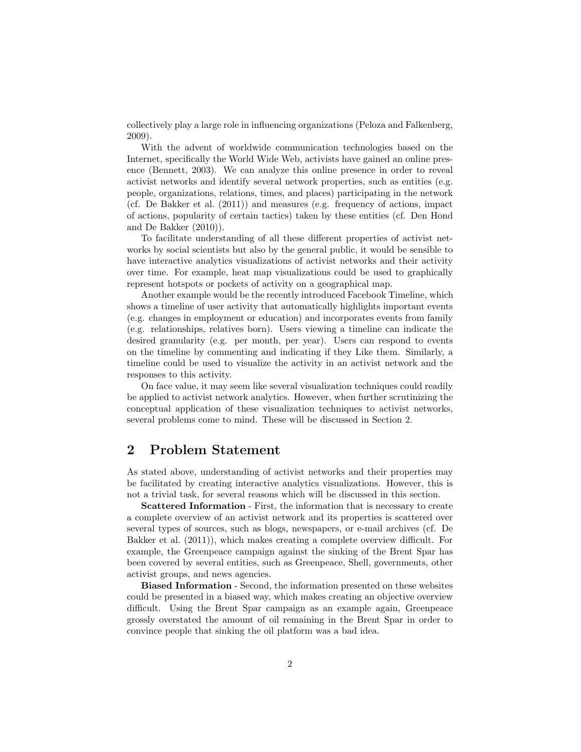collectively play a large role in influencing organizations (Peloza and Falkenberg, 2009).

With the advent of worldwide communication technologies based on the Internet, specifically the World Wide Web, activists have gained an online presence (Bennett, 2003). We can analyze this online presence in order to reveal activist networks and identify several network properties, such as entities (e.g. people, organizations, relations, times, and places) participating in the network (cf. De Bakker et al. (2011)) and measures (e.g. frequency of actions, impact of actions, popularity of certain tactics) taken by these entities (cf. Den Hond and De Bakker (2010)).

To facilitate understanding of all these different properties of activist networks by social scientists but also by the general public, it would be sensible to have interactive analytics visualizations of activist networks and their activity over time. For example, heat map visualizations could be used to graphically represent hotspots or pockets of activity on a geographical map.

Another example would be the recently introduced Facebook Timeline, which shows a timeline of user activity that automatically highlights important events (e.g. changes in employment or education) and incorporates events from family (e.g. relationships, relatives born). Users viewing a timeline can indicate the desired granularity (e.g. per month, per year). Users can respond to events on the timeline by commenting and indicating if they Like them. Similarly, a timeline could be used to visualize the activity in an activist network and the responses to this activity.

On face value, it may seem like several visualization techniques could readily be applied to activist network analytics. However, when further scrutinizing the conceptual application of these visualization techniques to activist networks, several problems come to mind. These will be discussed in Section 2.

## 2 Problem Statement

As stated above, understanding of activist networks and their properties may be facilitated by creating interactive analytics visualizations. However, this is not a trivial task, for several reasons which will be discussed in this section.

**Scattered Information** - First, the information that is necessary to create a complete overview of an activist network and its properties is scattered over several types of sources, such as blogs, newspapers, or e-mail archives (cf. De Bakker et al. (2011)), which makes creating a complete overview difficult. For example, the Greenpeace campaign against the sinking of the Brent Spar has been covered by several entities, such as Greenpeace, Shell, governments, other activist groups, and news agencies.

**Biased Information** - Second, the information presented on these websites could be presented in a biased way, which makes creating an objective overview difficult. Using the Brent Spar campaign as an example again, Greenpeace grossly overstated the amount of oil remaining in the Brent Spar in order to convince people that sinking the oil platform was a bad idea.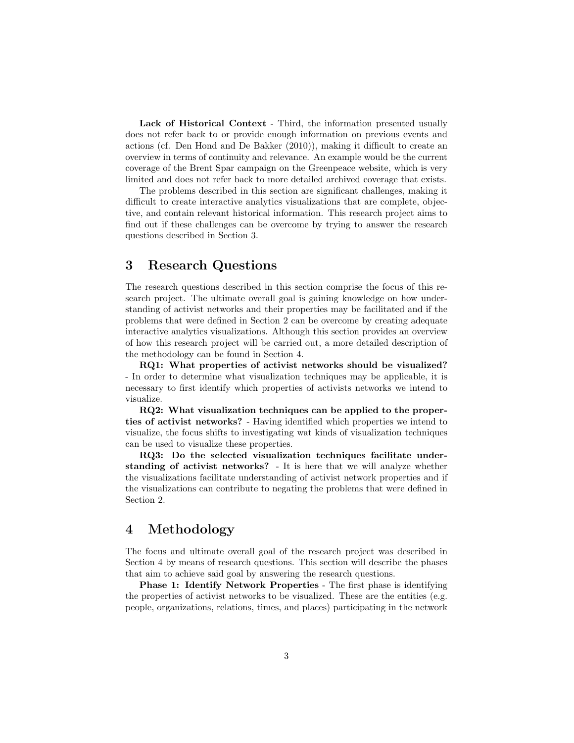**Lack of Historical Context** - Third, the information presented usually does not refer back to or provide enough information on previous events and actions (cf. Den Hond and De Bakker (2010)), making it difficult to create an overview in terms of continuity and relevance. An example would be the current coverage of the Brent Spar campaign on the Greenpeace website, which is very limited and does not refer back to more detailed archived coverage that exists.

The problems described in this section are significant challenges, making it difficult to create interactive analytics visualizations that are complete, objective, and contain relevant historical information. This research project aims to find out if these challenges can be overcome by trying to answer the research questions described in Section 3.

## 3 Research Questions

The research questions described in this section comprise the focus of this research project. The ultimate overall goal is gaining knowledge on how understanding of activist networks and their properties may be facilitated and if the problems that were defined in Section 2 can be overcome by creating adequate interactive analytics visualizations. Although this section provides an overview of how this research project will be carried out, a more detailed description of the methodology can be found in Section 4.

**RQ1: What properties of activist networks should be visualized?** - In order to determine what visualization techniques may be applicable, it is necessary to first identify which properties of activists networks we intend to visualize.

**RQ2: What visualization techniques can be applied to the properties of activist networks?** - Having identified which properties we intend to visualize, the focus shifts to investigating wat kinds of visualization techniques can be used to visualize these properties.

**RQ3: Do the selected visualization techniques facilitate understanding of activist networks?** - It is here that we will analyze whether the visualizations facilitate understanding of activist network properties and if the visualizations can contribute to negating the problems that were defined in Section 2.

## 4 Methodology

The focus and ultimate overall goal of the research project was described in Section 4 by means of research questions. This section will describe the phases that aim to achieve said goal by answering the research questions.

**Phase 1: Identify Network Properties** - The first phase is identifying the properties of activist networks to be visualized. These are the entities (e.g. people, organizations, relations, times, and places) participating in the network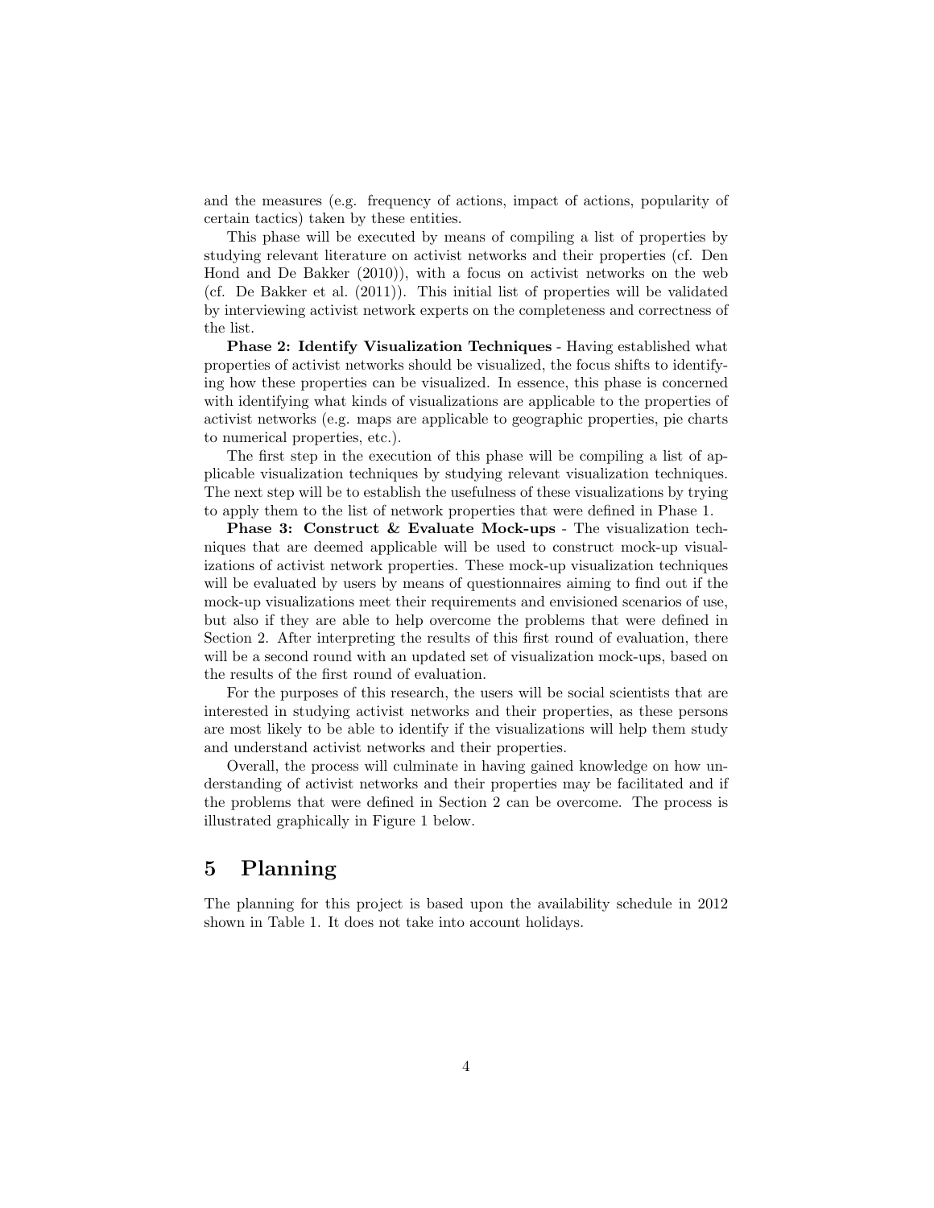and the measures (e.g. frequency of actions, impact of actions, popularity of certain tactics) taken by these entities.

This phase will be executed by means of compiling a list of properties by studying relevant literature on activist networks and their properties (cf. Den Hond and De Bakker (2010)), with a focus on activist networks on the web (cf. De Bakker et al. (2011)). This initial list of properties will be validated by interviewing activist network experts on the completeness and correctness of the list.

**Phase 2: Identify Visualization Techniques** - Having established what properties of activist networks should be visualized, the focus shifts to identifying how these properties can be visualized. In essence, this phase is concerned with identifying what kinds of visualizations are applicable to the properties of activist networks (e.g. maps are applicable to geographic properties, pie charts to numerical properties, etc.).

The first step in the execution of this phase will be compiling a list of applicable visualization techniques by studying relevant visualization techniques. The next step will be to establish the usefulness of these visualizations by trying to apply them to the list of network properties that were defined in Phase 1.

**Phase 3: Construct & Evaluate Mock-ups** - The visualization techniques that are deemed applicable will be used to construct mock-up visualizations of activist network properties. These mock-up visualization techniques will be evaluated by users by means of questionnaires aiming to find out if the mock-up visualizations meet their requirements and envisioned scenarios of use, but also if they are able to help overcome the problems that were defined in Section 2. After interpreting the results of this first round of evaluation, there will be a second round with an updated set of visualization mock-ups, based on the results of the first round of evaluation.

For the purposes of this research, the users will be social scientists that are interested in studying activist networks and their properties, as these persons are most likely to be able to identify if the visualizations will help them study and understand activist networks and their properties.

Overall, the process will culminate in having gained knowledge on how understanding of activist networks and their properties may be facilitated and if the problems that were defined in Section 2 can be overcome. The process is illustrated graphically in Figure 1 below.

## 5 Planning

The planning for this project is based upon the availability schedule in 2012 shown in Table 1. It does not take into account holidays.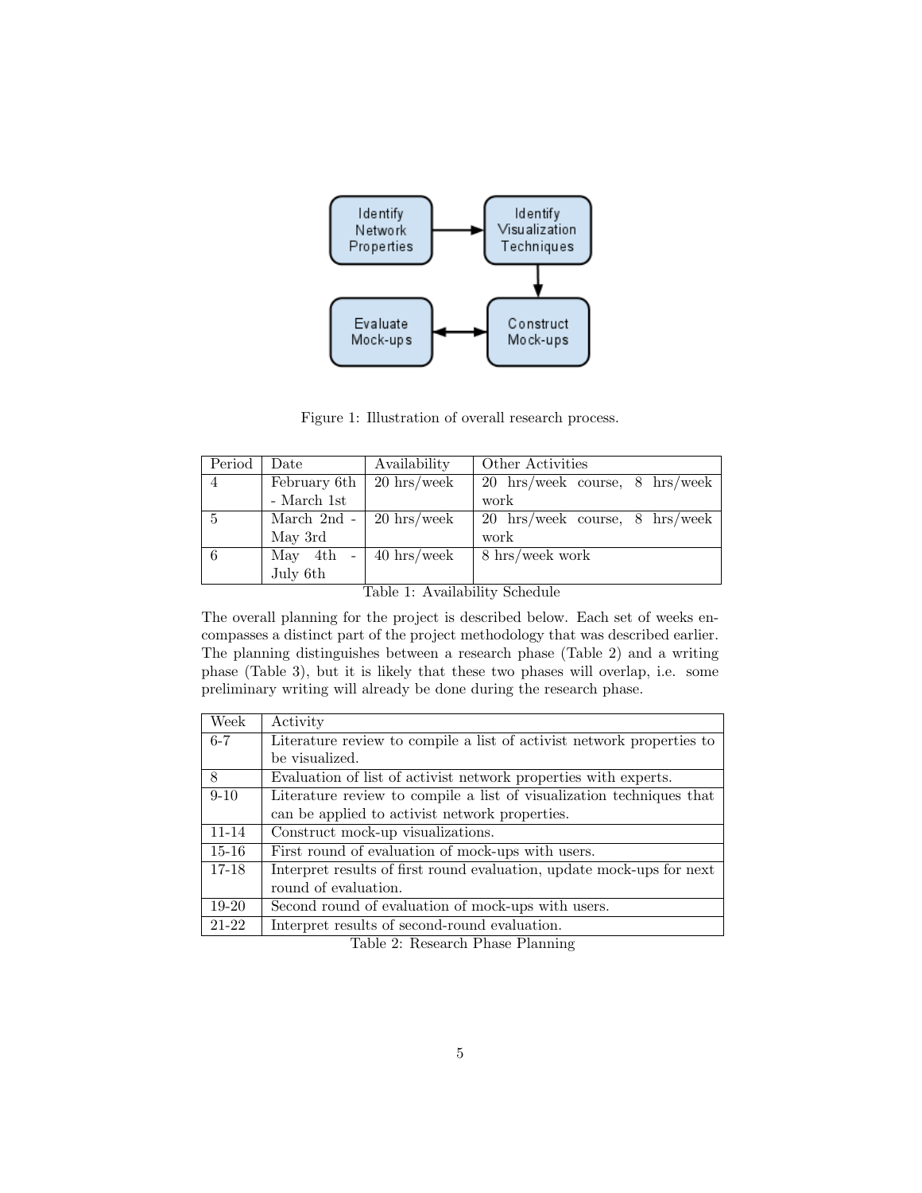Figure 1: Illustration of overall research process.

| Period | Date | Availability | Other Activities |
|---|---|---|---|
| 4 | February 6th - March 1st | 20 hrs/week | 20 hrs/week course, 8 hrs/week work |
| 5 | March 2nd - May 3rd | 20 hrs/week | 20 hrs/week course, 8 hrs/week work |
| 6 | May 4th - July 6th | 40 hrs/week | 8 hrs/week work |

Table 1: Availability Schedule

The overall planning for the project is described below. Each set of weeks encompasses a distinct part of the project methodology that was described earlier. The planning distinguishes between a research phase (Table 2) and a writing phase (Table 3), but it is likely that these two phases will overlap, i.e. some preliminary writing will already be done during the research phase.

| Week | Activity |
|---|---|
| 6-7 | Literature review to compile a list of activist network properties to be visualized. |
| 8 | Evaluation of list of activist network properties with experts. |
| 9-10 | Literature review to compile a list of visualization techniques that can be applied to activist network properties. |
| 11-14 | Construct mock-up visualizations. |
| 15-16 | First round of evaluation of mock-ups with users. |
| 17-18 | Interpret results of first round evaluation, update mock-ups for next round of evaluation. |
| 19-20 | Second round of evaluation of mock-ups with users. |
| 21-22 | Interpret results of second-round evaluation. |

Table 2: Research Phase Planning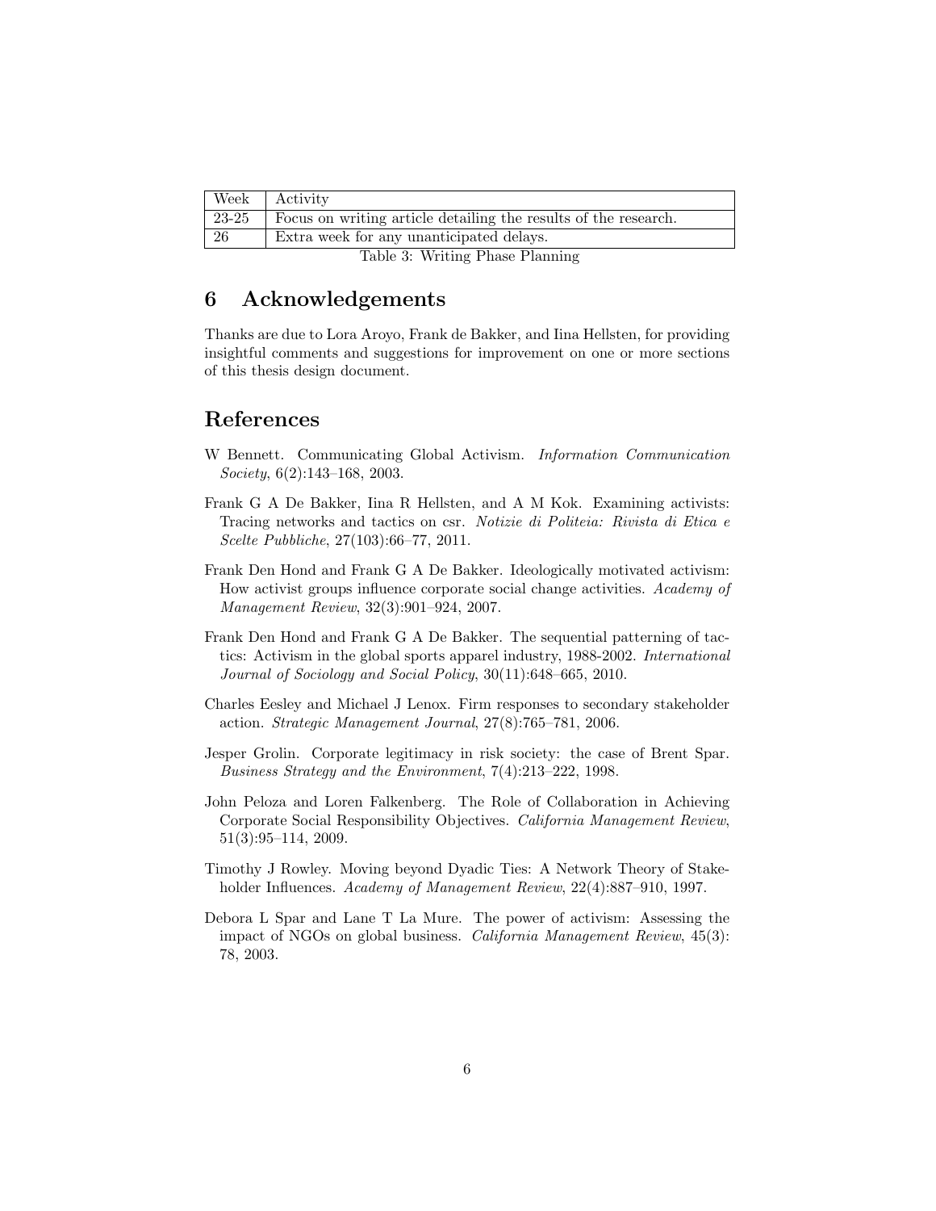| Week | Activity |
|---|---|
| 23-25 | Focus on writing article detailing the results of the research. |
| 26 | Extra week for any unanticipated delays. |

Table 3: Writing Phase Planning

## 6 Acknowledgements

Thanks are due to Lora Aroyo, Frank de Bakker, and Iina Hellsten, for providing insightful comments and suggestions for improvement on one or more sections of this thesis design document.

## References

W Bennett. Communicating Global Activism. *Information Communication Society*, 6(2):143–168, 2003.

Frank G A De Bakker, Iina R Hellsten, and A M Kok. Examining activists: Tracing networks and tactics on csr. *Notizie di Politeia: Rivista di Etica e Scelte Pubbliche*, 27(103):66–77, 2011.

Frank Den Hond and Frank G A De Bakker. Ideologically motivated activism: How activist groups influence corporate social change activities. *Academy of Management Review*, 32(3):901–924, 2007.

Frank Den Hond and Frank G A De Bakker. The sequential patterning of tactics: Activism in the global sports apparel industry, 1988-2002. *International Journal of Sociology and Social Policy*, 30(11):648–665, 2010.

Charles Eesley and Michael J Lenox. Firm responses to secondary stakeholder action. *Strategic Management Journal*, 27(8):765–781, 2006.

Jesper Grolin. Corporate legitimacy in risk society: the case of Brent Spar. *Business Strategy and the Environment*, 7(4):213–222, 1998.

John Peloza and Loren Falkenberg. The Role of Collaboration in Achieving Corporate Social Responsibility Objectives. *California Management Review*, 51(3):95–114, 2009.

Timothy J Rowley. Moving beyond Dyadic Ties: A Network Theory of Stakeholder Influences. *Academy of Management Review*, 22(4):887–910, 1997.

Debora L Spar and Lane T La Mure. The power of activism: Assessing the impact of NGOs on global business. *California Management Review*, 45(3): 78, 2003.